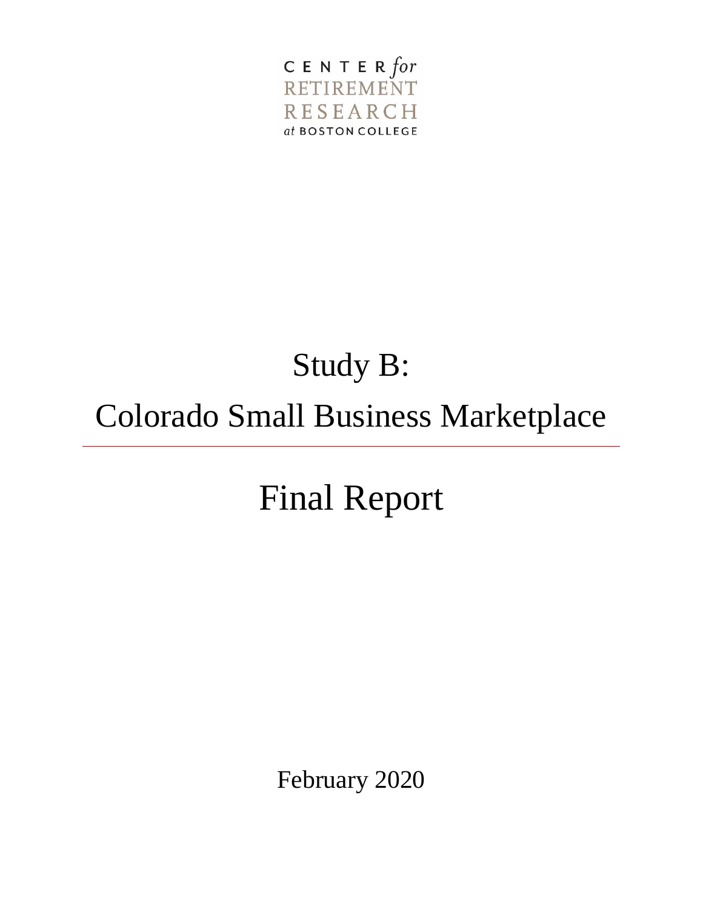CENTER *for*
RETIREMENT
RESEARCH
*at* BOSTON COLLEGE

# Study B:
# Colorado Small Business Marketplace

---

# Final Report

February 2020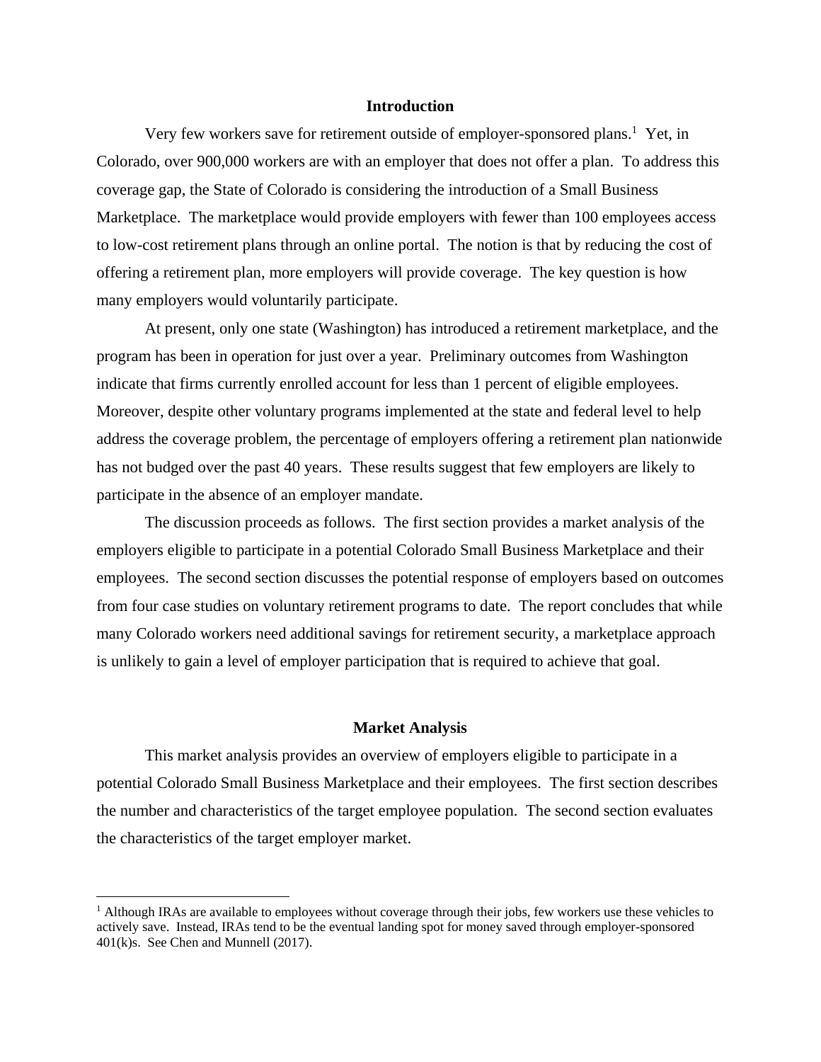## Introduction

Very few workers save for retirement outside of employer-sponsored plans.[1] Yet, in Colorado, over 900,000 workers are with an employer that does not offer a plan. To address this coverage gap, the State of Colorado is considering the introduction of a Small Business Marketplace. The marketplace would provide employers with fewer than 100 employees access to low-cost retirement plans through an online portal. The notion is that by reducing the cost of offering a retirement plan, more employers will provide coverage. The key question is how many employers would voluntarily participate.

At present, only one state (Washington) has introduced a retirement marketplace, and the program has been in operation for just over a year. Preliminary outcomes from Washington indicate that firms currently enrolled account for less than 1 percent of eligible employees. Moreover, despite other voluntary programs implemented at the state and federal level to help address the coverage problem, the percentage of employers offering a retirement plan nationwide has not budged over the past 40 years. These results suggest that few employers are likely to participate in the absence of an employer mandate.

The discussion proceeds as follows. The first section provides a market analysis of the employers eligible to participate in a potential Colorado Small Business Marketplace and their employees. The second section discusses the potential response of employers based on outcomes from four case studies on voluntary retirement programs to date. The report concludes that while many Colorado workers need additional savings for retirement security, a marketplace approach is unlikely to gain a level of employer participation that is required to achieve that goal.

## Market Analysis

This market analysis provides an overview of employers eligible to participate in a potential Colorado Small Business Marketplace and their employees. The first section describes the number and characteristics of the target employee population. The second section evaluates the characteristics of the target employer market.

---

[1] Although IRAs are available to employees without coverage through their jobs, few workers use these vehicles to actively save. Instead, IRAs tend to be the eventual landing spot for money saved through employer-sponsored 401(k)s. See Chen and Munnell (2017).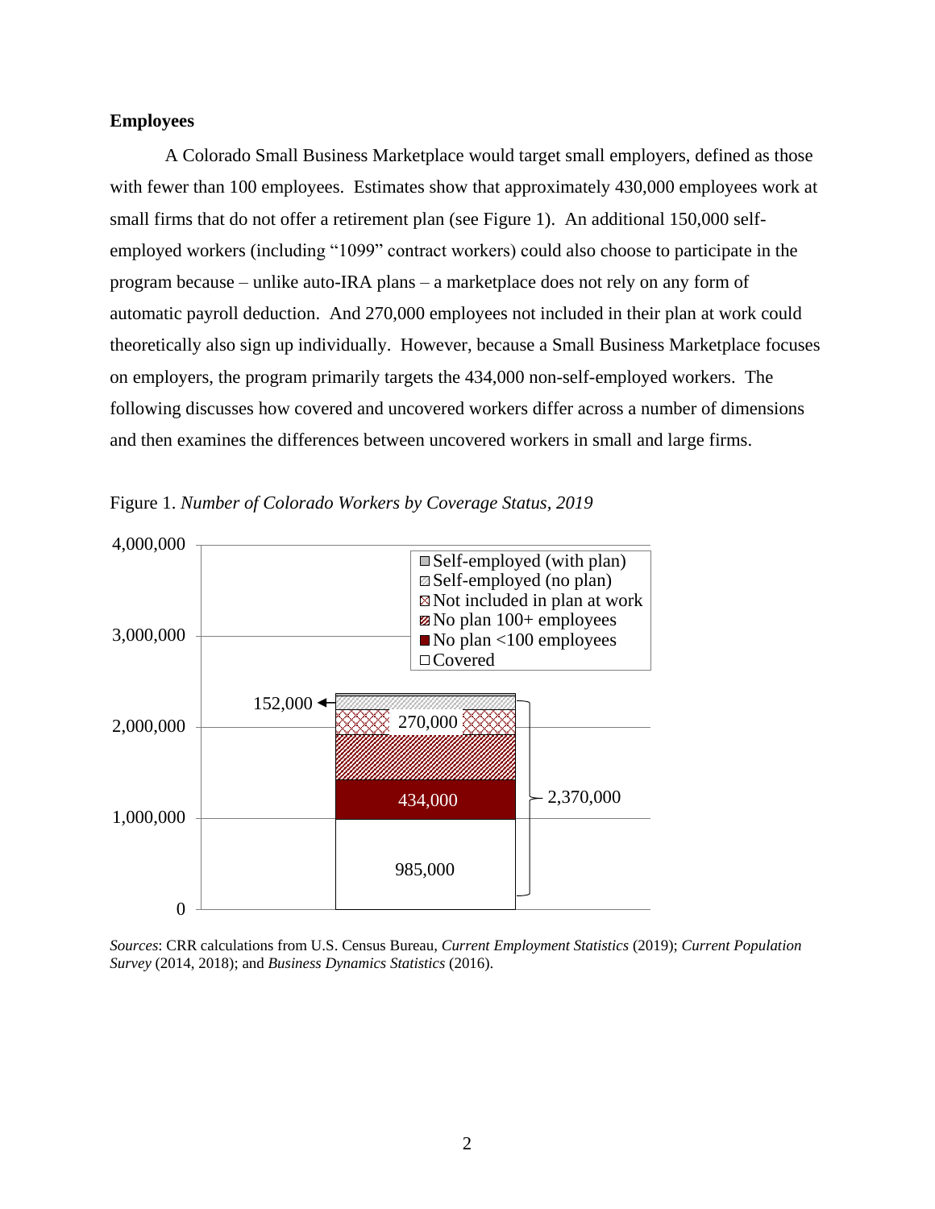**Employees**

A Colorado Small Business Marketplace would target small employers, defined as those with fewer than 100 employees. Estimates show that approximately 430,000 employees work at small firms that do not offer a retirement plan (see Figure 1). An additional 150,000 self-employed workers (including "1099" contract workers) could also choose to participate in the program because – unlike auto-IRA plans – a marketplace does not rely on any form of automatic payroll deduction. And 270,000 employees not included in their plan at work could theoretically also sign up individually. However, because a Small Business Marketplace focuses on employers, the program primarily targets the 434,000 non-self-employed workers. The following discusses how covered and uncovered workers differ across a number of dimensions and then examines the differences between uncovered workers in small and large firms.

Figure 1. *Number of Colorado Workers by Coverage Status, 2019*

*Sources*: CRR calculations from U.S. Census Bureau, *Current Employment Statistics* (2019); *Current Population Survey* (2014, 2018); and *Business Dynamics Statistics* (2016).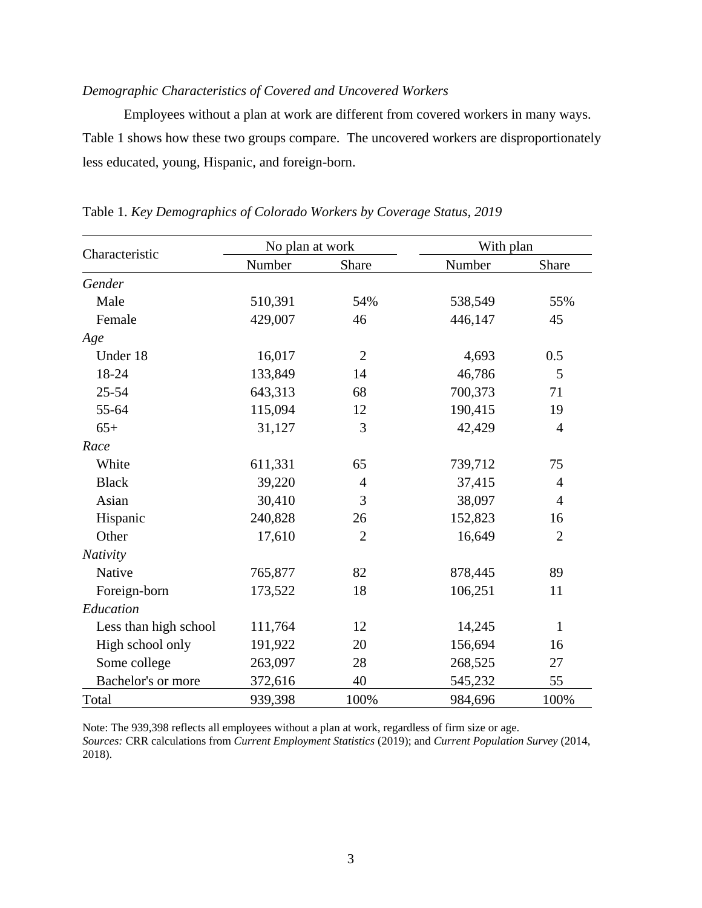*Demographic Characteristics of Covered and Uncovered Workers*

Employees without a plan at work are different from covered workers in many ways. Table 1 shows how these two groups compare. The uncovered workers are disproportionately less educated, young, Hispanic, and foreign-born.

Table 1. *Key Demographics of Colorado Workers by Coverage Status, 2019*

| Characteristic | No plan at work | | With plan | |
|---|---|---|---|---|
| | Number | Share | Number | Share |
| *Gender* | | | | |
| Male | 510,391 | 54% | 538,549 | 55% |
| Female | 429,007 | 46 | 446,147 | 45 |
| *Age* | | | | |
| Under 18 | 16,017 | 2 | 4,693 | 0.5 |
| 18-24 | 133,849 | 14 | 46,786 | 5 |
| 25-54 | 643,313 | 68 | 700,373 | 71 |
| 55-64 | 115,094 | 12 | 190,415 | 19 |
| 65+ | 31,127 | 3 | 42,429 | 4 |
| *Race* | | | | |
| White | 611,331 | 65 | 739,712 | 75 |
| Black | 39,220 | 4 | 37,415 | 4 |
| Asian | 30,410 | 3 | 38,097 | 4 |
| Hispanic | 240,828 | 26 | 152,823 | 16 |
| Other | 17,610 | 2 | 16,649 | 2 |
| *Nativity* | | | | |
| Native | 765,877 | 82 | 878,445 | 89 |
| Foreign-born | 173,522 | 18 | 106,251 | 11 |
| *Education* | | | | |
| Less than high school | 111,764 | 12 | 14,245 | 1 |
| High school only | 191,922 | 20 | 156,694 | 16 |
| Some college | 263,097 | 28 | 268,525 | 27 |
| Bachelor's or more | 372,616 | 40 | 545,232 | 55 |
| Total | 939,398 | 100% | 984,696 | 100% |

Note: The 939,398 reflects all employees without a plan at work, regardless of firm size or age.
*Sources:* CRR calculations from *Current Employment Statistics* (2019); and *Current Population Survey* (2014, 2018).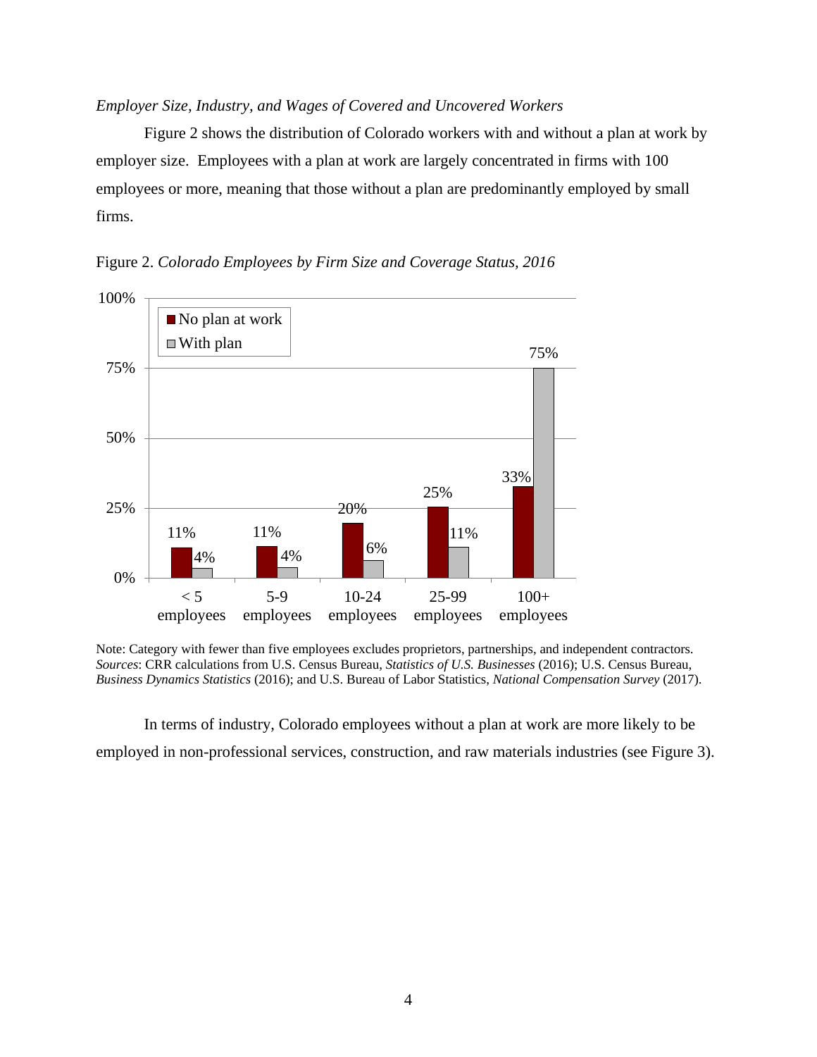*Employer Size, Industry, and Wages of Covered and Uncovered Workers*

Figure 2 shows the distribution of Colorado workers with and without a plan at work by employer size. Employees with a plan at work are largely concentrated in firms with 100 employees or more, meaning that those without a plan are predominantly employed by small firms.

Figure 2. *Colorado Employees by Firm Size and Coverage Status, 2016*

| Firm size | No plan at work | With plan |
|---|---|---|
| < 5 employees | 11% | 4% |
| 5-9 employees | 11% | 4% |
| 10-24 employees | 20% | 6% |
| 25-99 employees | 25% | 11% |
| 100+ employees | 33% | 75% |

Note: Category with fewer than five employees excludes proprietors, partnerships, and independent contractors.
*Sources*: CRR calculations from U.S. Census Bureau, *Statistics of U.S. Businesses* (2016); U.S. Census Bureau, *Business Dynamics Statistics* (2016); and U.S. Bureau of Labor Statistics, *National Compensation Survey* (2017).

In terms of industry, Colorado employees without a plan at work are more likely to be employed in non-professional services, construction, and raw materials industries (see Figure 3).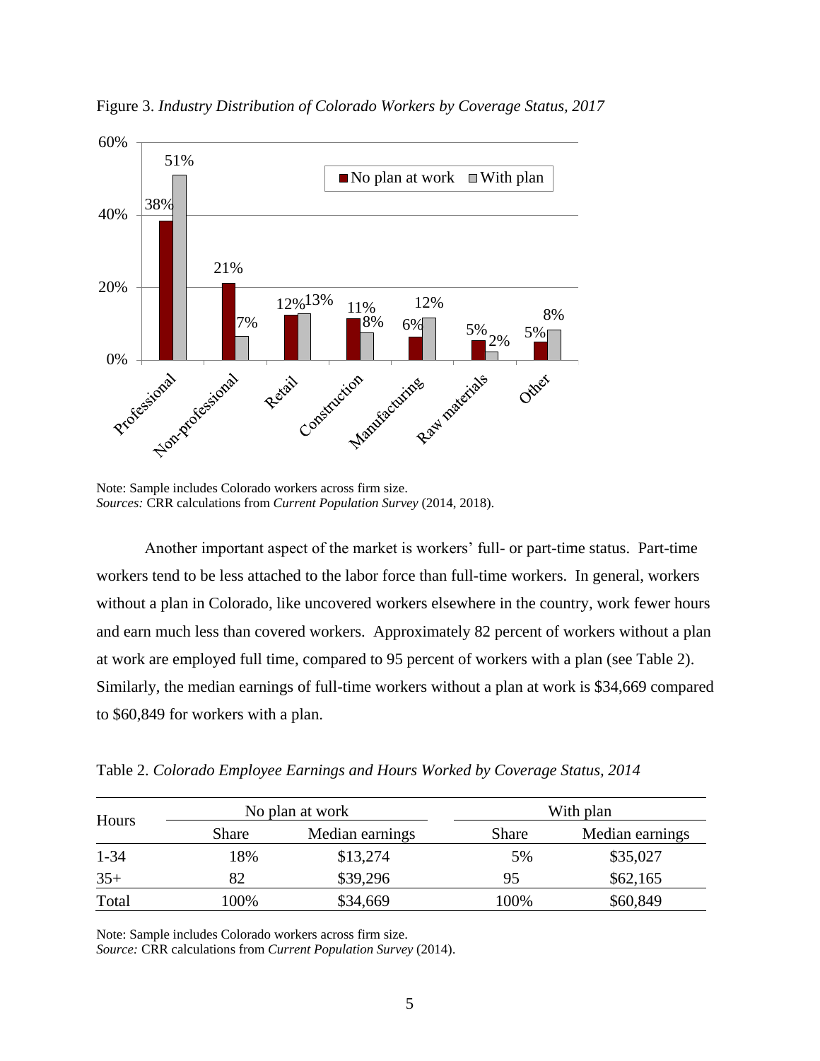Figure 3. *Industry Distribution of Colorado Workers by Coverage Status, 2017*

Note: Sample includes Colorado workers across firm size.
*Sources:* CRR calculations from *Current Population Survey* (2014, 2018).

Another important aspect of the market is workers' full- or part-time status. Part-time workers tend to be less attached to the labor force than full-time workers. In general, workers without a plan in Colorado, like uncovered workers elsewhere in the country, work fewer hours and earn much less than covered workers. Approximately 82 percent of workers without a plan at work are employed full time, compared to 95 percent of workers with a plan (see Table 2). Similarly, the median earnings of full-time workers without a plan at work is $34,669 compared to $60,849 for workers with a plan.

Table 2. *Colorado Employee Earnings and Hours Worked by Coverage Status, 2014*

| Hours | No plan at work | | With plan | |
|---|---|---|---|---|
| | Share | Median earnings | Share | Median earnings |
| 1-34 | 18% | $13,274 | 5% | $35,027 |
| 35+ | 82 | $39,296 | 95 | $62,165 |
| Total | 100% | $34,669 | 100% | $60,849 |

Note: Sample includes Colorado workers across firm size.
*Source:* CRR calculations from *Current Population Survey* (2014).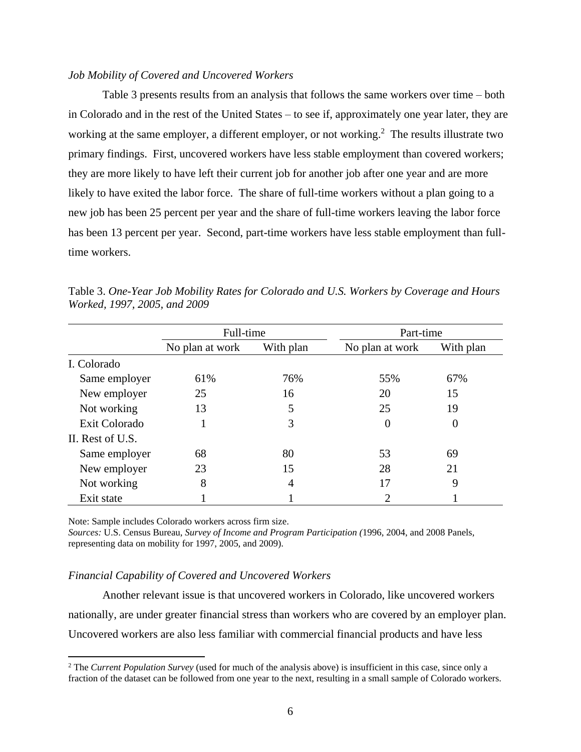*Job Mobility of Covered and Uncovered Workers*

Table 3 presents results from an analysis that follows the same workers over time – both in Colorado and in the rest of the United States – to see if, approximately one year later, they are working at the same employer, a different employer, or not working.[2] The results illustrate two primary findings. First, uncovered workers have less stable employment than covered workers; they are more likely to have left their current job for another job after one year and are more likely to have exited the labor force. The share of full-time workers without a plan going to a new job has been 25 percent per year and the share of full-time workers leaving the labor force has been 13 percent per year. Second, part-time workers have less stable employment than full-time workers.

Table 3. *One-Year Job Mobility Rates for Colorado and U.S. Workers by Coverage and Hours Worked, 1997, 2005, and 2009*

| | Full-time | | Part-time | |
|---|---|---|---|---|
| | No plan at work | With plan | No plan at work | With plan |
| I. Colorado | | | | |
| Same employer | 61% | 76% | 55% | 67% |
| New employer | 25 | 16 | 20 | 15 |
| Not working | 13 | 5 | 25 | 19 |
| Exit Colorado | 1 | 3 | 0 | 0 |
| II. Rest of U.S. | | | | |
| Same employer | 68 | 80 | 53 | 69 |
| New employer | 23 | 15 | 28 | 21 |
| Not working | 8 | 4 | 17 | 9 |
| Exit state | 1 | 1 | 2 | 1 |

Note: Sample includes Colorado workers across firm size.
*Sources:* U.S. Census Bureau, *Survey of Income and Program Participation (*1996, 2004, and 2008 Panels, representing data on mobility for 1997, 2005, and 2009).

*Financial Capability of Covered and Uncovered Workers*

Another relevant issue is that uncovered workers in Colorado, like uncovered workers nationally, are under greater financial stress than workers who are covered by an employer plan. Uncovered workers are also less familiar with commercial financial products and have less

[2] The *Current Population Survey* (used for much of the analysis above) is insufficient in this case, since only a fraction of the dataset can be followed from one year to the next, resulting in a small sample of Colorado workers.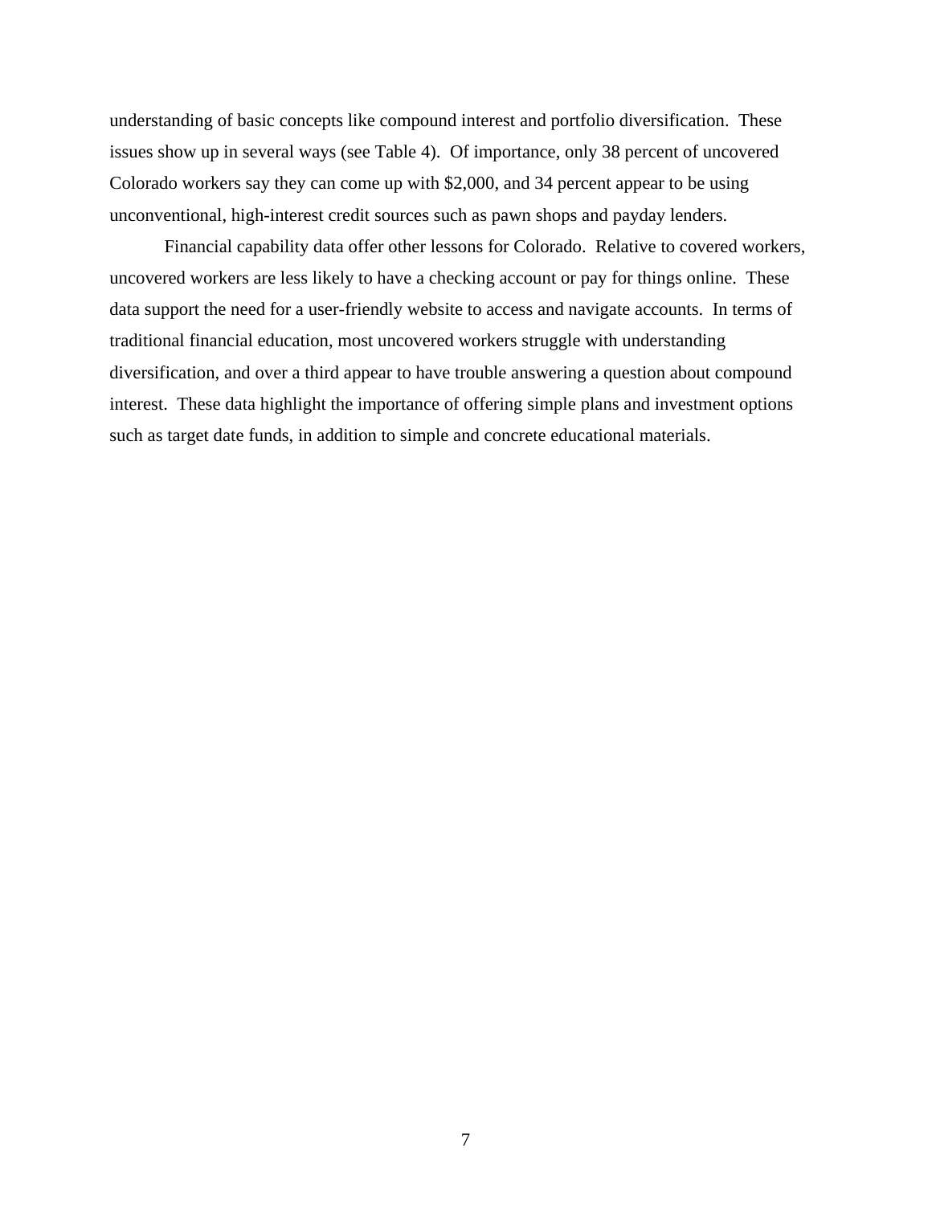understanding of basic concepts like compound interest and portfolio diversification. These issues show up in several ways (see Table 4). Of importance, only 38 percent of uncovered Colorado workers say they can come up with $2,000, and 34 percent appear to be using unconventional, high-interest credit sources such as pawn shops and payday lenders.

Financial capability data offer other lessons for Colorado. Relative to covered workers, uncovered workers are less likely to have a checking account or pay for things online. These data support the need for a user-friendly website to access and navigate accounts. In terms of traditional financial education, most uncovered workers struggle with understanding diversification, and over a third appear to have trouble answering a question about compound interest. These data highlight the importance of offering simple plans and investment options such as target date funds, in addition to simple and concrete educational materials.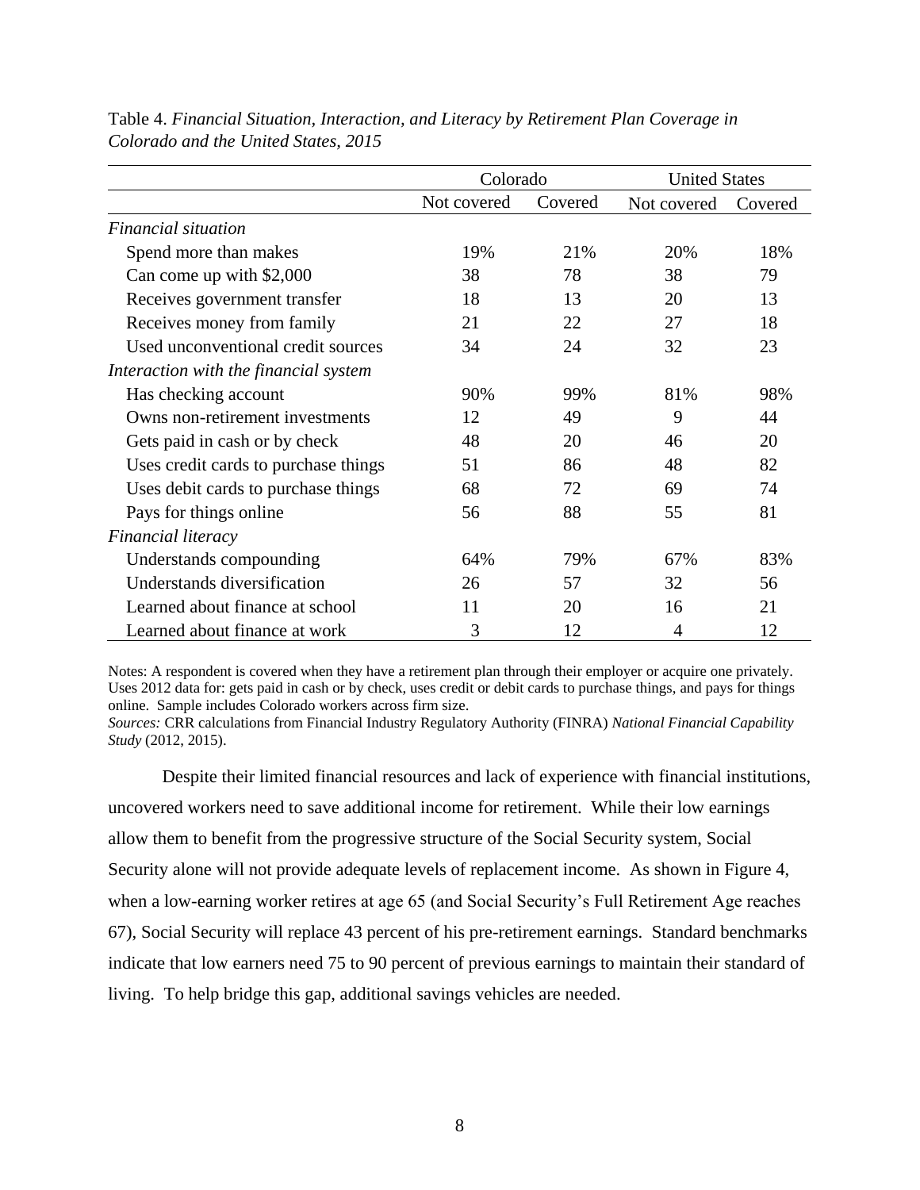Table 4. *Financial Situation, Interaction, and Literacy by Retirement Plan Coverage in Colorado and the United States, 2015*

| | Colorado | | United States | |
|---|---|---|---|---|
| | Not covered | Covered | Not covered | Covered |
| *Financial situation* | | | | |
| Spend more than makes | 19% | 21% | 20% | 18% |
| Can come up with $2,000 | 38 | 78 | 38 | 79 |
| Receives government transfer | 18 | 13 | 20 | 13 |
| Receives money from family | 21 | 22 | 27 | 18 |
| Used unconventional credit sources | 34 | 24 | 32 | 23 |
| *Interaction with the financial system* | | | | |
| Has checking account | 90% | 99% | 81% | 98% |
| Owns non-retirement investments | 12 | 49 | 9 | 44 |
| Gets paid in cash or by check | 48 | 20 | 46 | 20 |
| Uses credit cards to purchase things | 51 | 86 | 48 | 82 |
| Uses debit cards to purchase things | 68 | 72 | 69 | 74 |
| Pays for things online | 56 | 88 | 55 | 81 |
| *Financial literacy* | | | | |
| Understands compounding | 64% | 79% | 67% | 83% |
| Understands diversification | 26 | 57 | 32 | 56 |
| Learned about finance at school | 11 | 20 | 16 | 21 |
| Learned about finance at work | 3 | 12 | 4 | 12 |

Notes: A respondent is covered when they have a retirement plan through their employer or acquire one privately. Uses 2012 data for: gets paid in cash or by check, uses credit or debit cards to purchase things, and pays for things online. Sample includes Colorado workers across firm size.
*Sources:* CRR calculations from Financial Industry Regulatory Authority (FINRA) *National Financial Capability Study* (2012, 2015).

Despite their limited financial resources and lack of experience with financial institutions, uncovered workers need to save additional income for retirement. While their low earnings allow them to benefit from the progressive structure of the Social Security system, Social Security alone will not provide adequate levels of replacement income. As shown in Figure 4, when a low-earning worker retires at age 65 (and Social Security's Full Retirement Age reaches 67), Social Security will replace 43 percent of his pre-retirement earnings. Standard benchmarks indicate that low earners need 75 to 90 percent of previous earnings to maintain their standard of living. To help bridge this gap, additional savings vehicles are needed.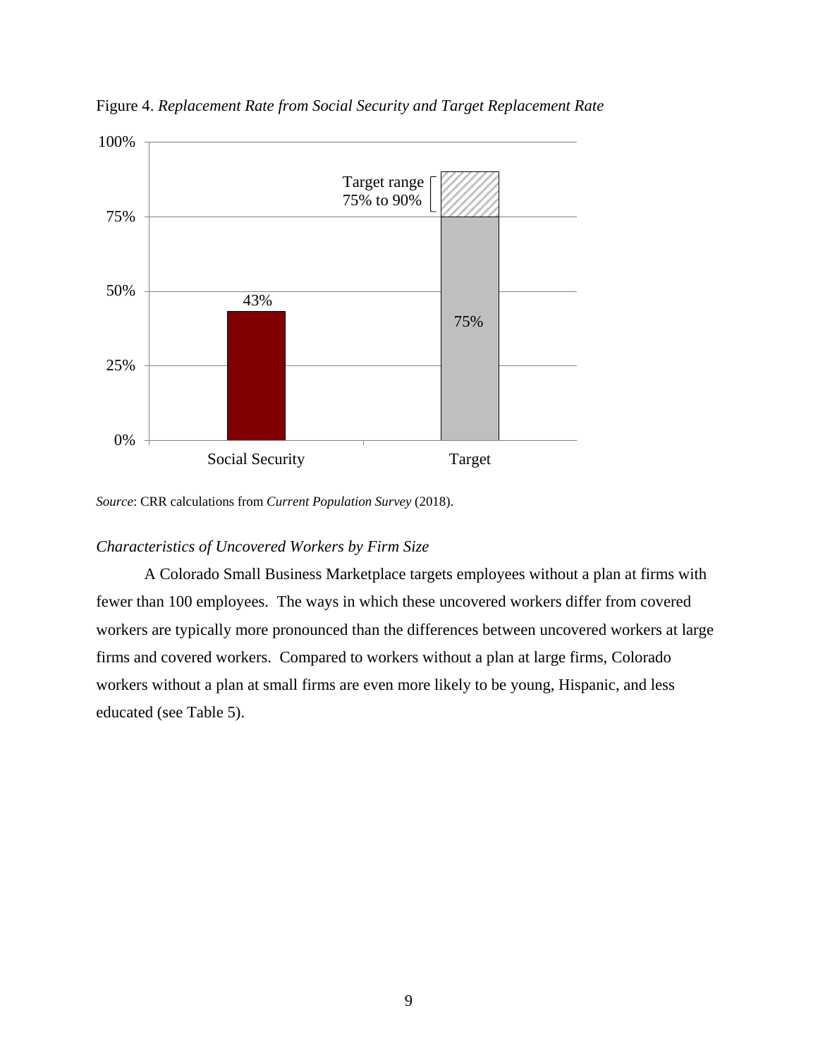Figure 4. *Replacement Rate from Social Security and Target Replacement Rate*

*Source*: CRR calculations from *Current Population Survey* (2018).

*Characteristics of Uncovered Workers by Firm Size*

A Colorado Small Business Marketplace targets employees without a plan at firms with fewer than 100 employees. The ways in which these uncovered workers differ from covered workers are typically more pronounced than the differences between uncovered workers at large firms and covered workers. Compared to workers without a plan at large firms, Colorado workers without a plan at small firms are even more likely to be young, Hispanic, and less educated (see Table 5).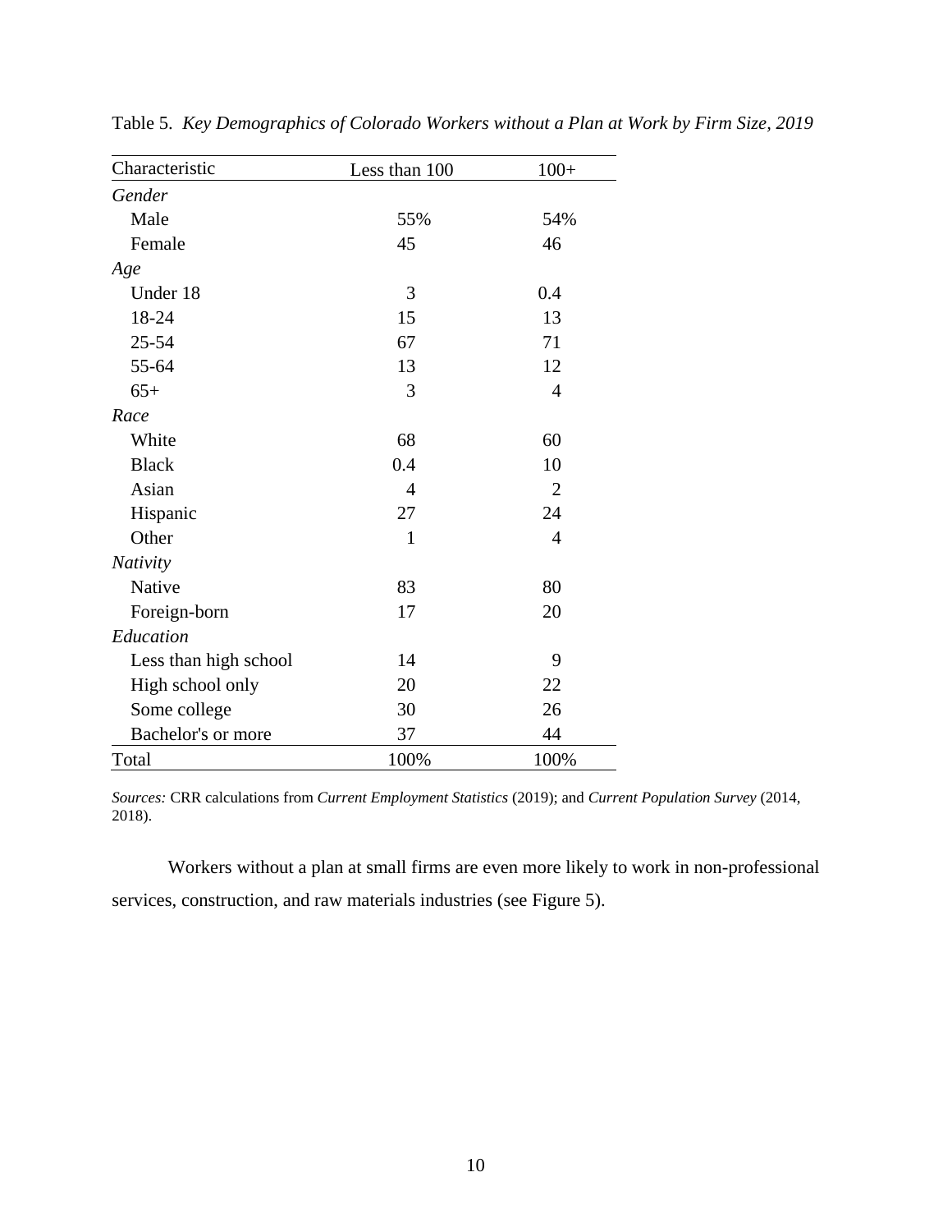Table 5. *Key Demographics of Colorado Workers without a Plan at Work by Firm Size, 2019*

| Characteristic | Less than 100 | 100+ |
|---|---|---|
| *Gender* | | |
| Male | 55% | 54% |
| Female | 45 | 46 |
| *Age* | | |
| Under 18 | 3 | 0.4 |
| 18-24 | 15 | 13 |
| 25-54 | 67 | 71 |
| 55-64 | 13 | 12 |
| 65+ | 3 | 4 |
| *Race* | | |
| White | 68 | 60 |
| Black | 0.4 | 10 |
| Asian | 4 | 2 |
| Hispanic | 27 | 24 |
| Other | 1 | 4 |
| *Nativity* | | |
| Native | 83 | 80 |
| Foreign-born | 17 | 20 |
| *Education* | | |
| Less than high school | 14 | 9 |
| High school only | 20 | 22 |
| Some college | 30 | 26 |
| Bachelor's or more | 37 | 44 |
| Total | 100% | 100% |

*Sources:* CRR calculations from *Current Employment Statistics* (2019); and *Current Population Survey* (2014, 2018).

Workers without a plan at small firms are even more likely to work in non-professional services, construction, and raw materials industries (see Figure 5).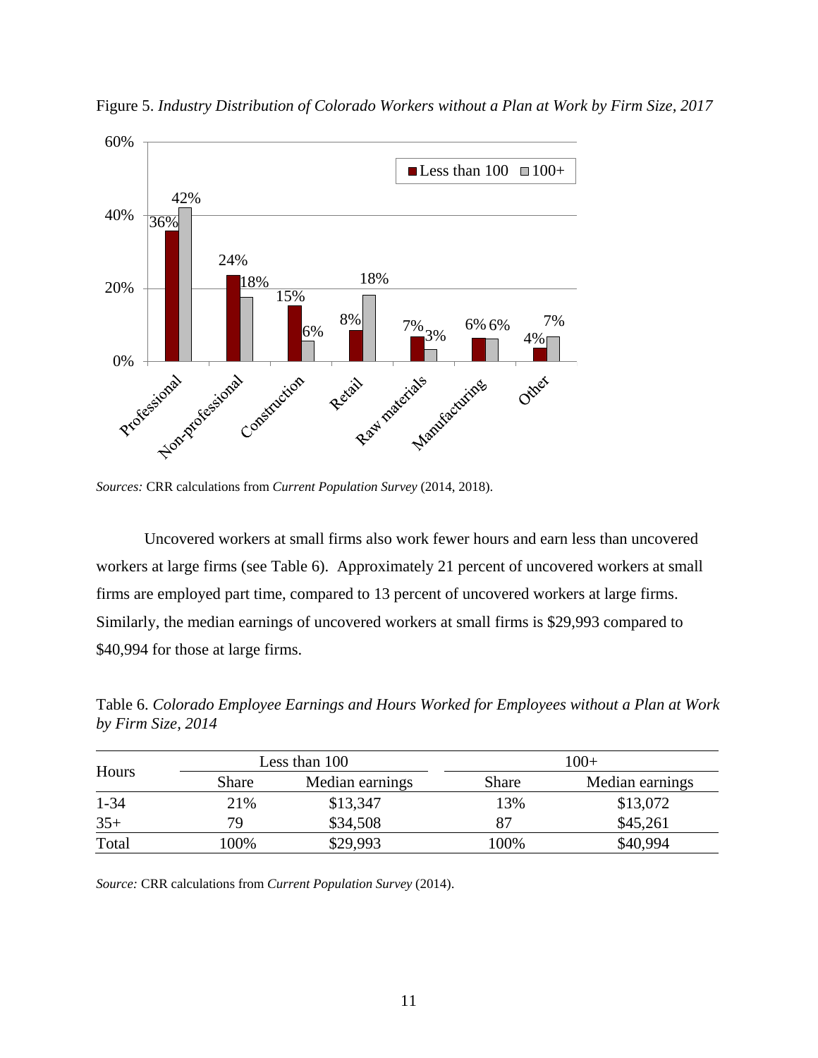Figure 5. *Industry Distribution of Colorado Workers without a Plan at Work by Firm Size, 2017*

*Sources:* CRR calculations from *Current Population Survey* (2014, 2018).

Uncovered workers at small firms also work fewer hours and earn less than uncovered workers at large firms (see Table 6). Approximately 21 percent of uncovered workers at small firms are employed part time, compared to 13 percent of uncovered workers at large firms. Similarly, the median earnings of uncovered workers at small firms is $29,993 compared to $40,994 for those at large firms.

Table 6. *Colorado Employee Earnings and Hours Worked for Employees without a Plan at Work by Firm Size, 2014*

| Hours | Less than 100 | | 100+ | |
|---|---|---|---|---|
| | Share | Median earnings | Share | Median earnings |
| 1-34 | 21% | $13,347 | 13% | $13,072 |
| 35+ | 79 | $34,508 | 87 | $45,261 |
| Total | 100% | $29,993 | 100% | $40,994 |

*Source:* CRR calculations from *Current Population Survey* (2014).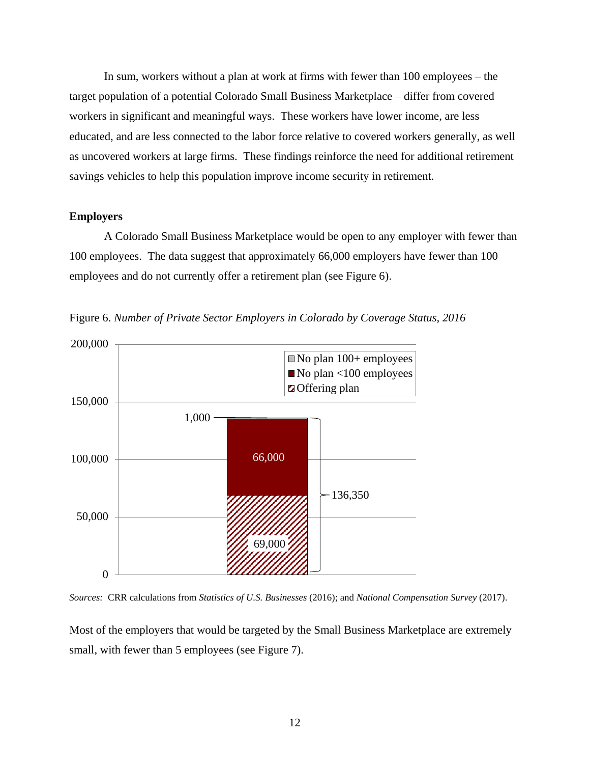In sum, workers without a plan at work at firms with fewer than 100 employees – the target population of a potential Colorado Small Business Marketplace – differ from covered workers in significant and meaningful ways. These workers have lower income, are less educated, and are less connected to the labor force relative to covered workers generally, as well as uncovered workers at large firms. These findings reinforce the need for additional retirement savings vehicles to help this population improve income security in retirement.

**Employers**

A Colorado Small Business Marketplace would be open to any employer with fewer than 100 employees. The data suggest that approximately 66,000 employers have fewer than 100 employees and do not currently offer a retirement plan (see Figure 6).

Figure 6. *Number of Private Sector Employers in Colorado by Coverage Status, 2016*

| Coverage status | Number of employers |
|---|---|
| No plan 100+ employees | 1,000 |
| No plan <100 employees | 66,000 |
| Offering plan | 69,000 |
| Total | 136,350 |

*Sources:* CRR calculations from *Statistics of U.S. Businesses* (2016); and *National Compensation Survey* (2017).

Most of the employers that would be targeted by the Small Business Marketplace are extremely small, with fewer than 5 employees (see Figure 7).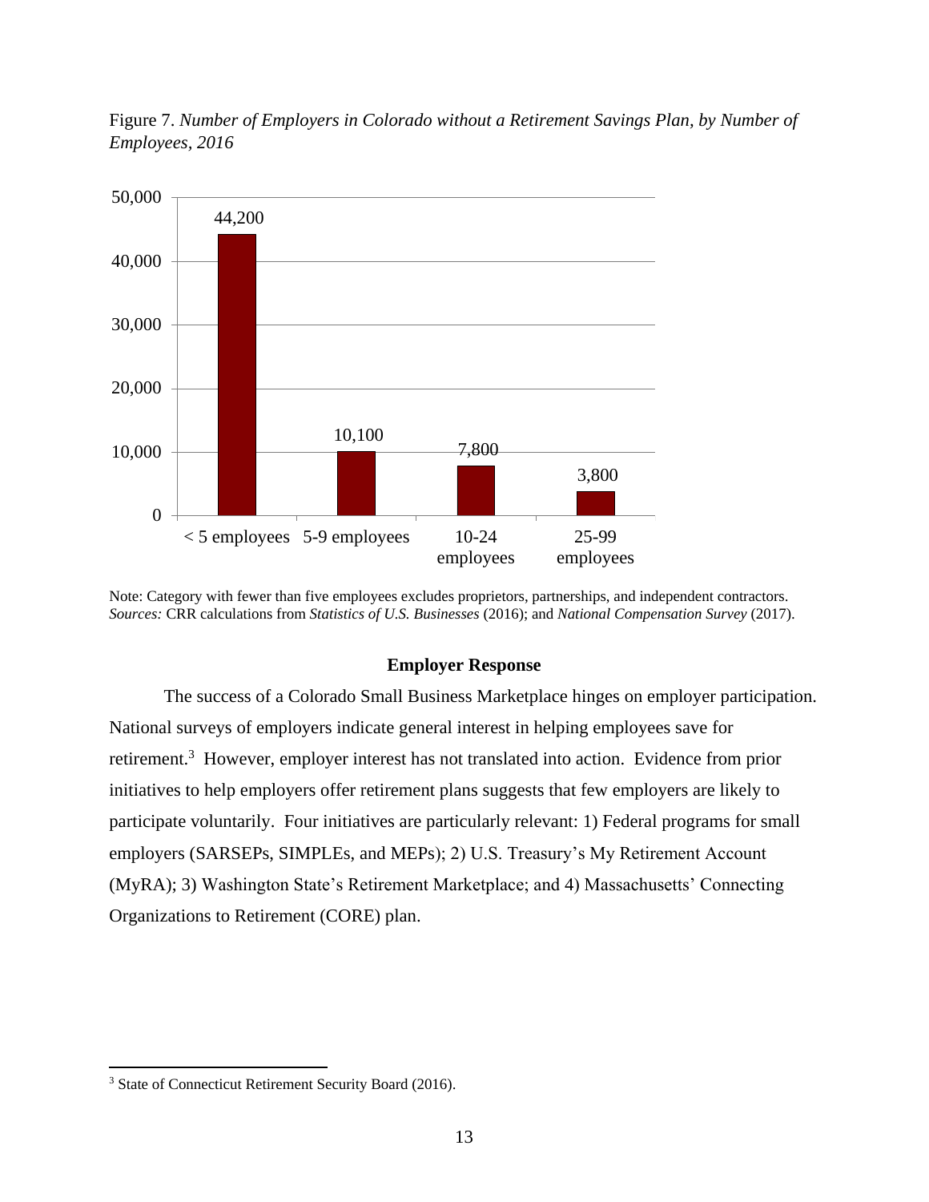Figure 7. *Number of Employers in Colorado without a Retirement Savings Plan, by Number of Employees, 2016*

| Number of employees | Employers |
|---|---|
| < 5 employees | 44,200 |
| 5-9 employees | 10,100 |
| 10-24 employees | 7,800 |
| 25-99 employees | 3,800 |

Note: Category with fewer than five employees excludes proprietors, partnerships, and independent contractors.
*Sources:* CRR calculations from *Statistics of U.S. Businesses* (2016); and *National Compensation Survey* (2017).

### Employer Response

The success of a Colorado Small Business Marketplace hinges on employer participation. National surveys of employers indicate general interest in helping employees save for retirement.[3] However, employer interest has not translated into action. Evidence from prior initiatives to help employers offer retirement plans suggests that few employers are likely to participate voluntarily. Four initiatives are particularly relevant: 1) Federal programs for small employers (SARSEPs, SIMPLEs, and MEPs); 2) U.S. Treasury's My Retirement Account (MyRA); 3) Washington State's Retirement Marketplace; and 4) Massachusetts' Connecting Organizations to Retirement (CORE) plan.

[3] State of Connecticut Retirement Security Board (2016).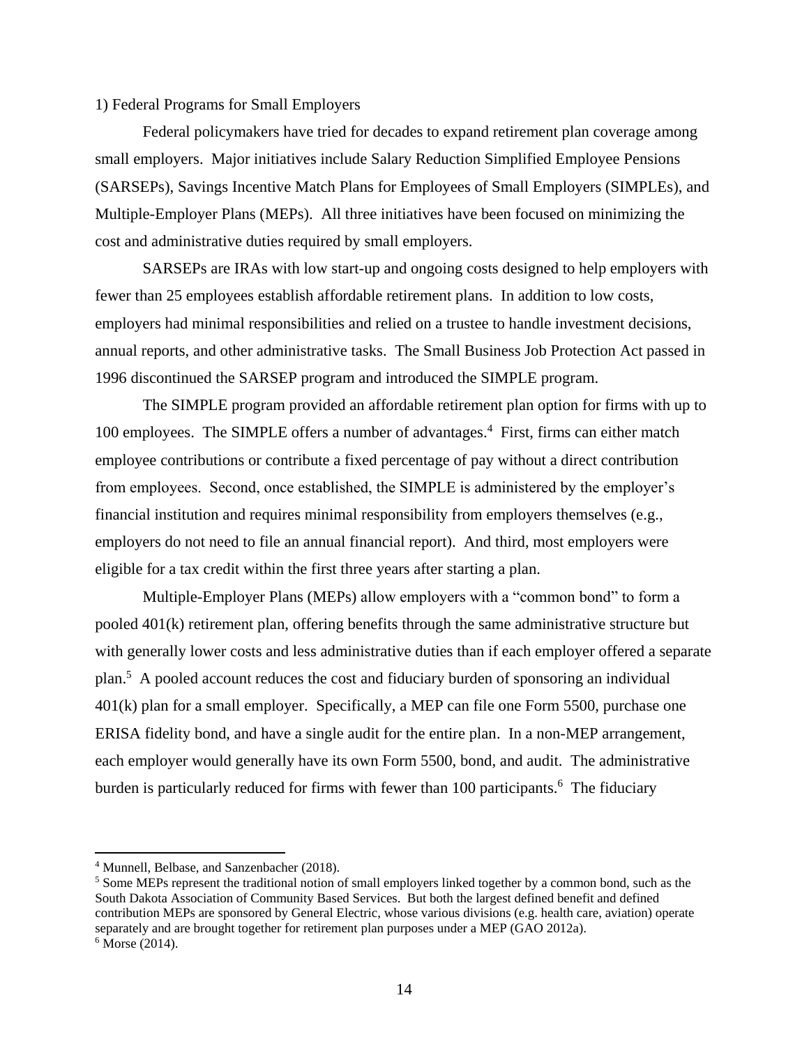1) Federal Programs for Small Employers

Federal policymakers have tried for decades to expand retirement plan coverage among small employers. Major initiatives include Salary Reduction Simplified Employee Pensions (SARSEPs), Savings Incentive Match Plans for Employees of Small Employers (SIMPLEs), and Multiple-Employer Plans (MEPs). All three initiatives have been focused on minimizing the cost and administrative duties required by small employers.

SARSEPs are IRAs with low start-up and ongoing costs designed to help employers with fewer than 25 employees establish affordable retirement plans. In addition to low costs, employers had minimal responsibilities and relied on a trustee to handle investment decisions, annual reports, and other administrative tasks. The Small Business Job Protection Act passed in 1996 discontinued the SARSEP program and introduced the SIMPLE program.

The SIMPLE program provided an affordable retirement plan option for firms with up to 100 employees. The SIMPLE offers a number of advantages.[4] First, firms can either match employee contributions or contribute a fixed percentage of pay without a direct contribution from employees. Second, once established, the SIMPLE is administered by the employer's financial institution and requires minimal responsibility from employers themselves (e.g., employers do not need to file an annual financial report). And third, most employers were eligible for a tax credit within the first three years after starting a plan.

Multiple-Employer Plans (MEPs) allow employers with a "common bond" to form a pooled 401(k) retirement plan, offering benefits through the same administrative structure but with generally lower costs and less administrative duties than if each employer offered a separate plan.[5] A pooled account reduces the cost and fiduciary burden of sponsoring an individual 401(k) plan for a small employer. Specifically, a MEP can file one Form 5500, purchase one ERISA fidelity bond, and have a single audit for the entire plan. In a non-MEP arrangement, each employer would generally have its own Form 5500, bond, and audit. The administrative burden is particularly reduced for firms with fewer than 100 participants.[6] The fiduciary

---

[4] Munnell, Belbase, and Sanzenbacher (2018).

[5] Some MEPs represent the traditional notion of small employers linked together by a common bond, such as the South Dakota Association of Community Based Services. But both the largest defined benefit and defined contribution MEPs are sponsored by General Electric, whose various divisions (e.g. health care, aviation) operate separately and are brought together for retirement plan purposes under a MEP (GAO 2012a).

[6] Morse (2014).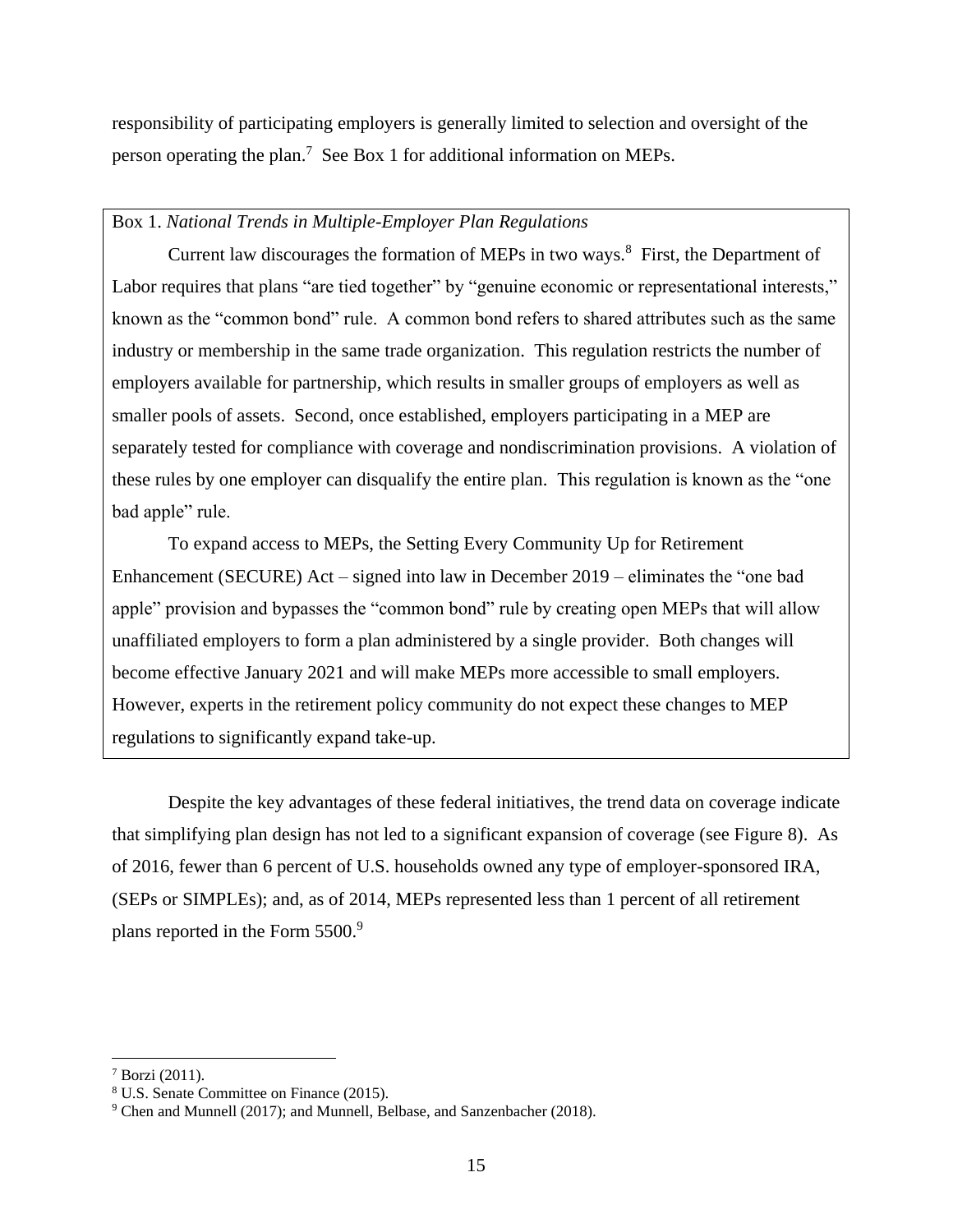responsibility of participating employers is generally limited to selection and oversight of the person operating the plan.[7] See Box 1 for additional information on MEPs.

Box 1. *National Trends in Multiple-Employer Plan Regulations*

Current law discourages the formation of MEPs in two ways.[8] First, the Department of Labor requires that plans "are tied together" by "genuine economic or representational interests," known as the "common bond" rule. A common bond refers to shared attributes such as the same industry or membership in the same trade organization. This regulation restricts the number of employers available for partnership, which results in smaller groups of employers as well as smaller pools of assets. Second, once established, employers participating in a MEP are separately tested for compliance with coverage and nondiscrimination provisions. A violation of these rules by one employer can disqualify the entire plan. This regulation is known as the "one bad apple" rule.

To expand access to MEPs, the Setting Every Community Up for Retirement Enhancement (SECURE) Act – signed into law in December 2019 – eliminates the "one bad apple" provision and bypasses the "common bond" rule by creating open MEPs that will allow unaffiliated employers to form a plan administered by a single provider. Both changes will become effective January 2021 and will make MEPs more accessible to small employers. However, experts in the retirement policy community do not expect these changes to MEP regulations to significantly expand take-up.

Despite the key advantages of these federal initiatives, the trend data on coverage indicate that simplifying plan design has not led to a significant expansion of coverage (see Figure 8). As of 2016, fewer than 6 percent of U.S. households owned any type of employer-sponsored IRA, (SEPs or SIMPLEs); and, as of 2014, MEPs represented less than 1 percent of all retirement plans reported in the Form 5500.[9]

[7] Borzi (2011).

[8] U.S. Senate Committee on Finance (2015).

[9] Chen and Munnell (2017); and Munnell, Belbase, and Sanzenbacher (2018).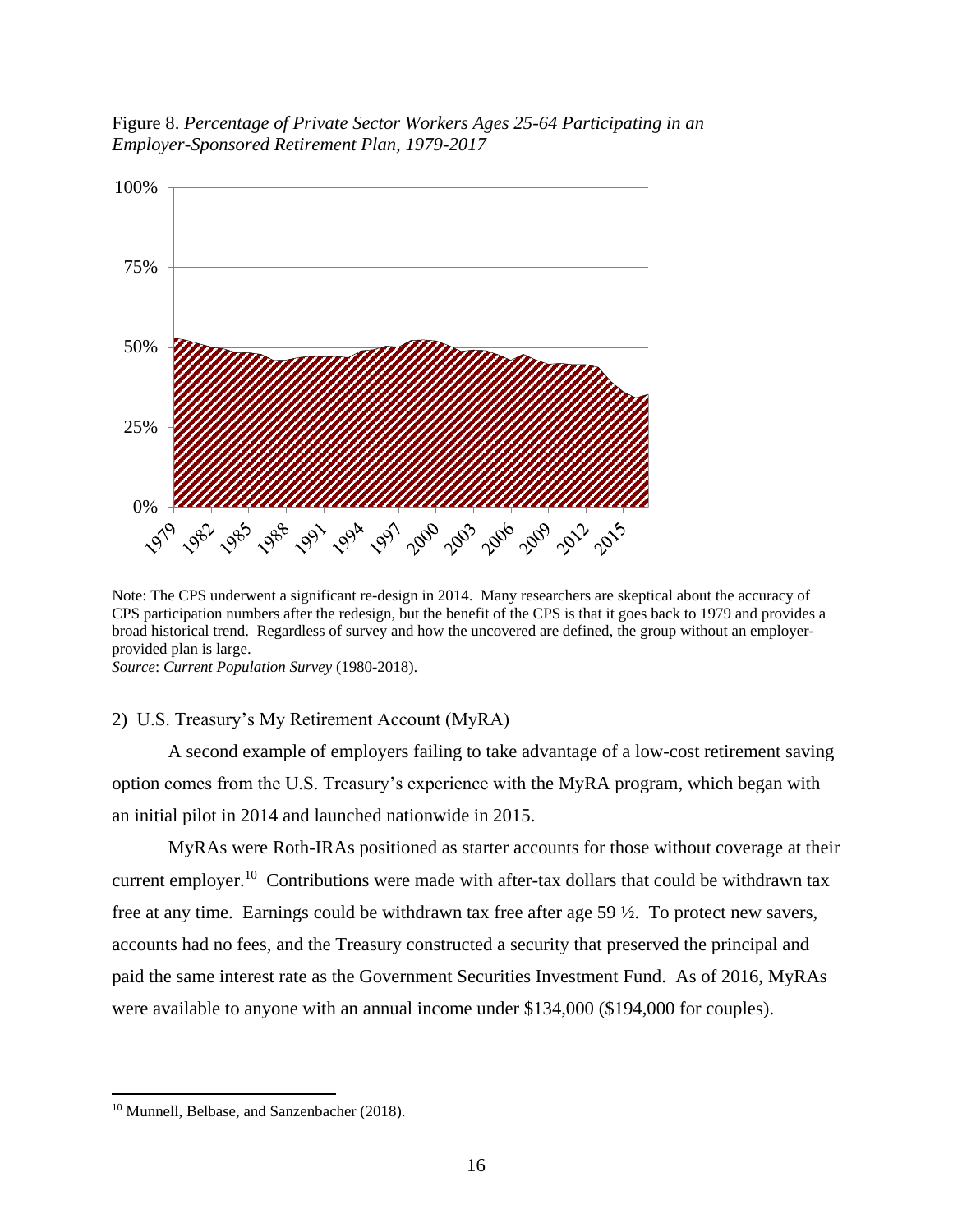Figure 8. *Percentage of Private Sector Workers Ages 25-64 Participating in an Employer-Sponsored Retirement Plan, 1979-2017*

Note: The CPS underwent a significant re-design in 2014. Many researchers are skeptical about the accuracy of CPS participation numbers after the redesign, but the benefit of the CPS is that it goes back to 1979 and provides a broad historical trend. Regardless of survey and how the uncovered are defined, the group without an employer-provided plan is large.
*Source*: *Current Population Survey* (1980-2018).

2) U.S. Treasury's My Retirement Account (MyRA)

A second example of employers failing to take advantage of a low-cost retirement saving option comes from the U.S. Treasury's experience with the MyRA program, which began with an initial pilot in 2014 and launched nationwide in 2015.

MyRAs were Roth-IRAs positioned as starter accounts for those without coverage at their current employer.[10] Contributions were made with after-tax dollars that could be withdrawn tax free at any time. Earnings could be withdrawn tax free after age 59 ½. To protect new savers, accounts had no fees, and the Treasury constructed a security that preserved the principal and paid the same interest rate as the Government Securities Investment Fund. As of 2016, MyRAs were available to anyone with an annual income under $134,000 ($194,000 for couples).

[10] Munnell, Belbase, and Sanzenbacher (2018).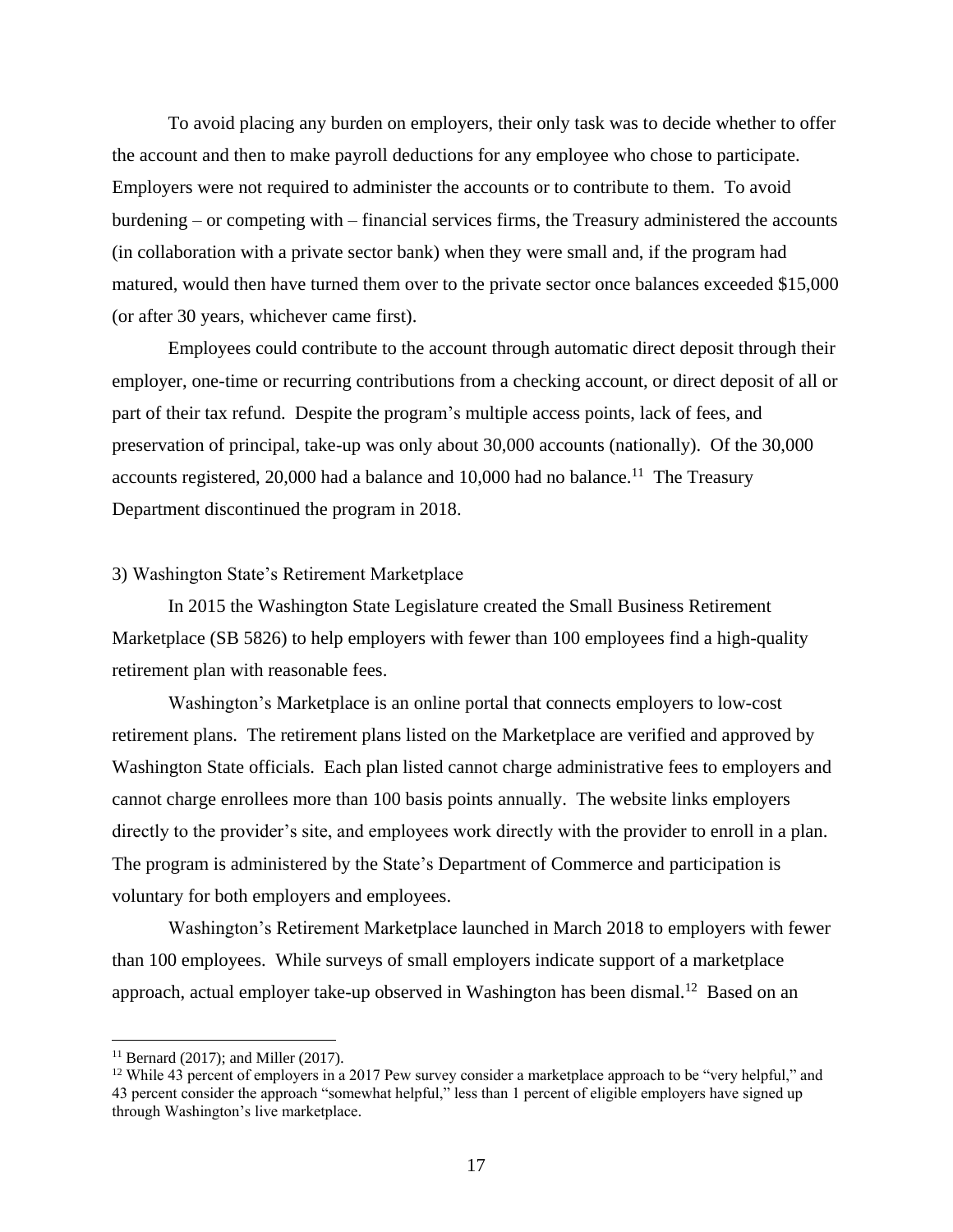To avoid placing any burden on employers, their only task was to decide whether to offer the account and then to make payroll deductions for any employee who chose to participate. Employers were not required to administer the accounts or to contribute to them. To avoid burdening – or competing with – financial services firms, the Treasury administered the accounts (in collaboration with a private sector bank) when they were small and, if the program had matured, would then have turned them over to the private sector once balances exceeded $15,000 (or after 30 years, whichever came first).

Employees could contribute to the account through automatic direct deposit through their employer, one-time or recurring contributions from a checking account, or direct deposit of all or part of their tax refund. Despite the program's multiple access points, lack of fees, and preservation of principal, take-up was only about 30,000 accounts (nationally). Of the 30,000 accounts registered, 20,000 had a balance and 10,000 had no balance.[11] The Treasury Department discontinued the program in 2018.

3) Washington State's Retirement Marketplace

In 2015 the Washington State Legislature created the Small Business Retirement Marketplace (SB 5826) to help employers with fewer than 100 employees find a high-quality retirement plan with reasonable fees.

Washington's Marketplace is an online portal that connects employers to low-cost retirement plans. The retirement plans listed on the Marketplace are verified and approved by Washington State officials. Each plan listed cannot charge administrative fees to employers and cannot charge enrollees more than 100 basis points annually. The website links employers directly to the provider's site, and employees work directly with the provider to enroll in a plan. The program is administered by the State's Department of Commerce and participation is voluntary for both employers and employees.

Washington's Retirement Marketplace launched in March 2018 to employers with fewer than 100 employees. While surveys of small employers indicate support of a marketplace approach, actual employer take-up observed in Washington has been dismal.[12] Based on an

[11] Bernard (2017); and Miller (2017).

[12] While 43 percent of employers in a 2017 Pew survey consider a marketplace approach to be "very helpful," and 43 percent consider the approach "somewhat helpful," less than 1 percent of eligible employers have signed up through Washington's live marketplace.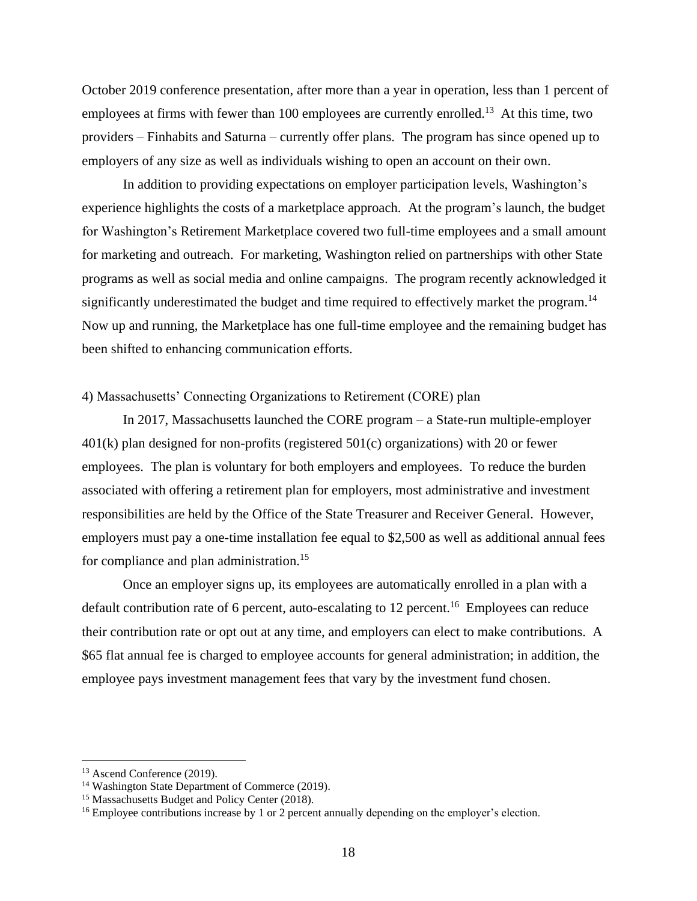October 2019 conference presentation, after more than a year in operation, less than 1 percent of employees at firms with fewer than 100 employees are currently enrolled.[13] At this time, two providers – Finhabits and Saturna – currently offer plans. The program has since opened up to employers of any size as well as individuals wishing to open an account on their own.

In addition to providing expectations on employer participation levels, Washington's experience highlights the costs of a marketplace approach. At the program's launch, the budget for Washington's Retirement Marketplace covered two full-time employees and a small amount for marketing and outreach. For marketing, Washington relied on partnerships with other State programs as well as social media and online campaigns. The program recently acknowledged it significantly underestimated the budget and time required to effectively market the program.[14] Now up and running, the Marketplace has one full-time employee and the remaining budget has been shifted to enhancing communication efforts.

4) Massachusetts' Connecting Organizations to Retirement (CORE) plan

In 2017, Massachusetts launched the CORE program – a State-run multiple-employer 401(k) plan designed for non-profits (registered 501(c) organizations) with 20 or fewer employees. The plan is voluntary for both employers and employees. To reduce the burden associated with offering a retirement plan for employers, most administrative and investment responsibilities are held by the Office of the State Treasurer and Receiver General. However, employers must pay a one-time installation fee equal to $2,500 as well as additional annual fees for compliance and plan administration.[15]

Once an employer signs up, its employees are automatically enrolled in a plan with a default contribution rate of 6 percent, auto-escalating to 12 percent.[16] Employees can reduce their contribution rate or opt out at any time, and employers can elect to make contributions. A $65 flat annual fee is charged to employee accounts for general administration; in addition, the employee pays investment management fees that vary by the investment fund chosen.

---

[13] Ascend Conference (2019).

[14] Washington State Department of Commerce (2019).

[15] Massachusetts Budget and Policy Center (2018).

[16] Employee contributions increase by 1 or 2 percent annually depending on the employer's election.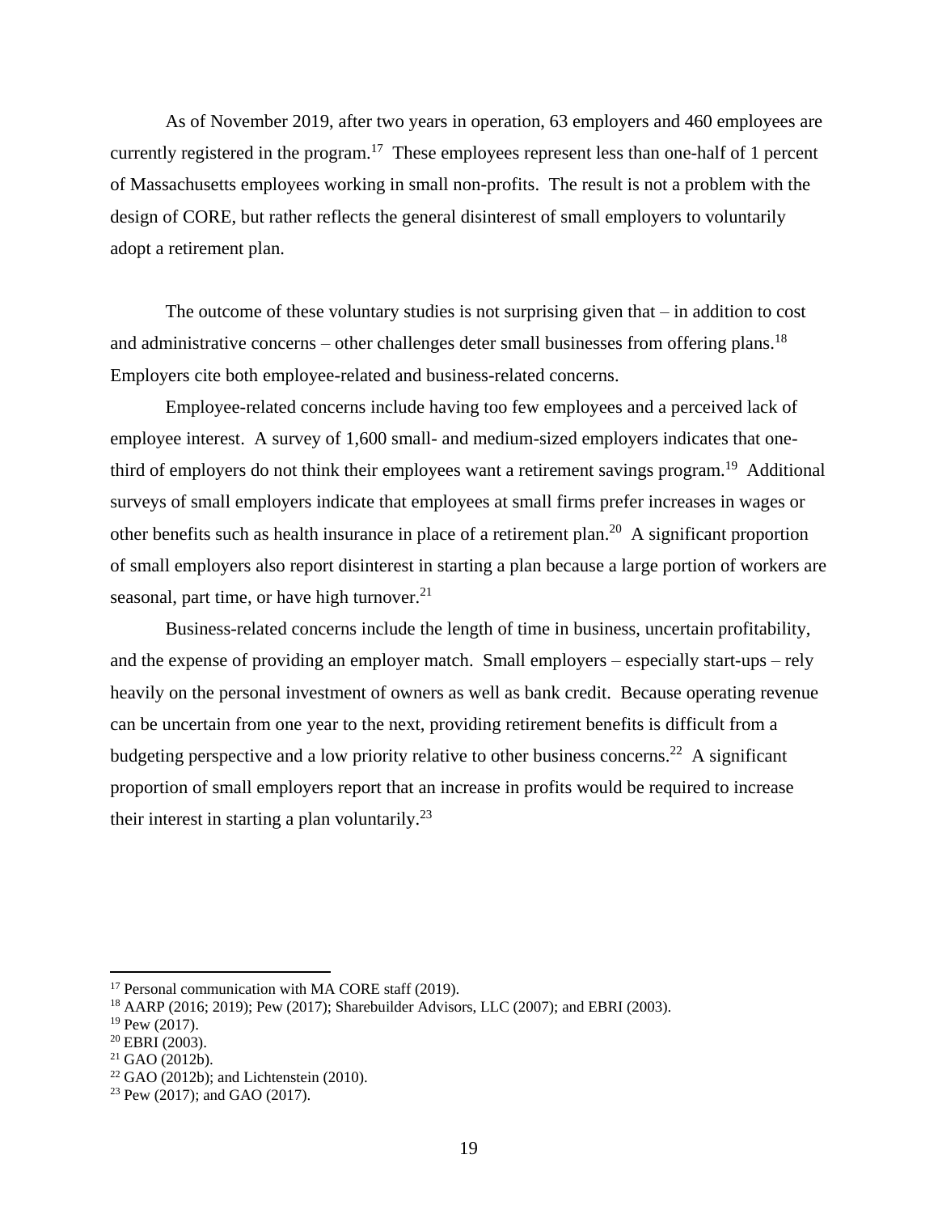As of November 2019, after two years in operation, 63 employers and 460 employees are currently registered in the program.[17] These employees represent less than one-half of 1 percent of Massachusetts employees working in small non-profits. The result is not a problem with the design of CORE, but rather reflects the general disinterest of small employers to voluntarily adopt a retirement plan.

The outcome of these voluntary studies is not surprising given that – in addition to cost and administrative concerns – other challenges deter small businesses from offering plans.[18] Employers cite both employee-related and business-related concerns.

Employee-related concerns include having too few employees and a perceived lack of employee interest. A survey of 1,600 small- and medium-sized employers indicates that one-third of employers do not think their employees want a retirement savings program.[19] Additional surveys of small employers indicate that employees at small firms prefer increases in wages or other benefits such as health insurance in place of a retirement plan.[20] A significant proportion of small employers also report disinterest in starting a plan because a large portion of workers are seasonal, part time, or have high turnover.[21]

Business-related concerns include the length of time in business, uncertain profitability, and the expense of providing an employer match. Small employers – especially start-ups – rely heavily on the personal investment of owners as well as bank credit. Because operating revenue can be uncertain from one year to the next, providing retirement benefits is difficult from a budgeting perspective and a low priority relative to other business concerns.[22] A significant proportion of small employers report that an increase in profits would be required to increase their interest in starting a plan voluntarily.[23]

---

[17] Personal communication with MA CORE staff (2019).

[18] AARP (2016; 2019); Pew (2017); Sharebuilder Advisors, LLC (2007); and EBRI (2003).

[19] Pew (2017).

[20] EBRI (2003).

[21] GAO (2012b).

[22] GAO (2012b); and Lichtenstein (2010).

[23] Pew (2017); and GAO (2017).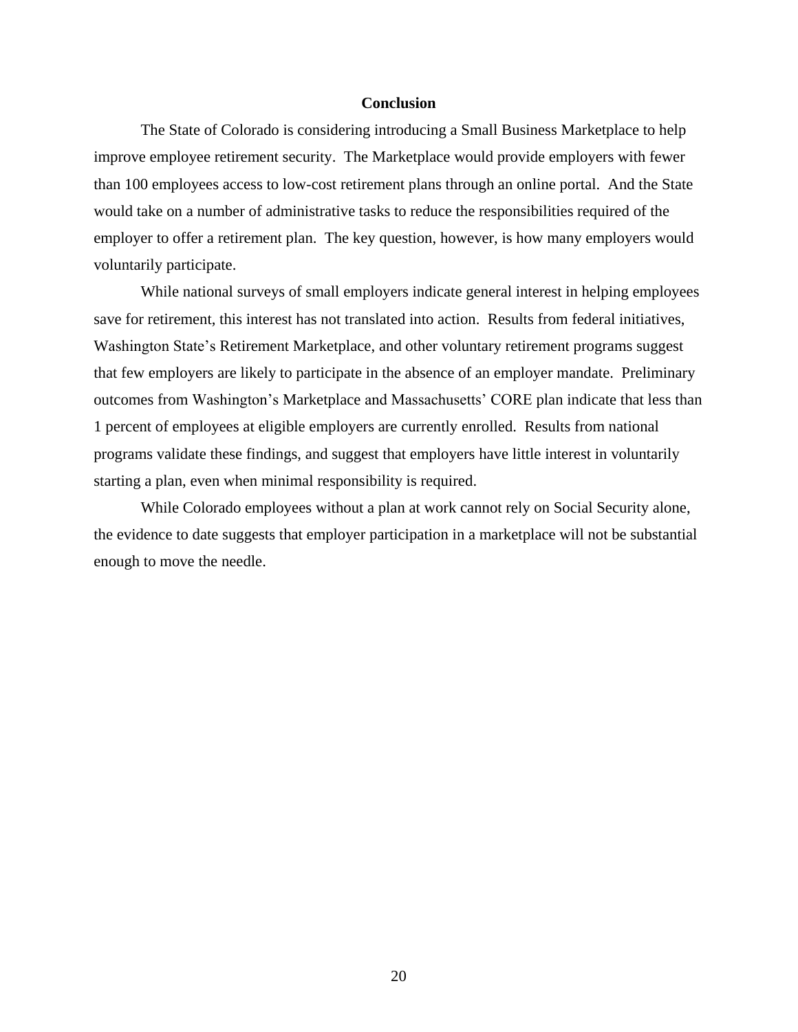## Conclusion

The State of Colorado is considering introducing a Small Business Marketplace to help improve employee retirement security. The Marketplace would provide employers with fewer than 100 employees access to low-cost retirement plans through an online portal. And the State would take on a number of administrative tasks to reduce the responsibilities required of the employer to offer a retirement plan. The key question, however, is how many employers would voluntarily participate.

While national surveys of small employers indicate general interest in helping employees save for retirement, this interest has not translated into action. Results from federal initiatives, Washington State's Retirement Marketplace, and other voluntary retirement programs suggest that few employers are likely to participate in the absence of an employer mandate. Preliminary outcomes from Washington's Marketplace and Massachusetts' CORE plan indicate that less than 1 percent of employees at eligible employers are currently enrolled. Results from national programs validate these findings, and suggest that employers have little interest in voluntarily starting a plan, even when minimal responsibility is required.

While Colorado employees without a plan at work cannot rely on Social Security alone, the evidence to date suggests that employer participation in a marketplace will not be substantial enough to move the needle.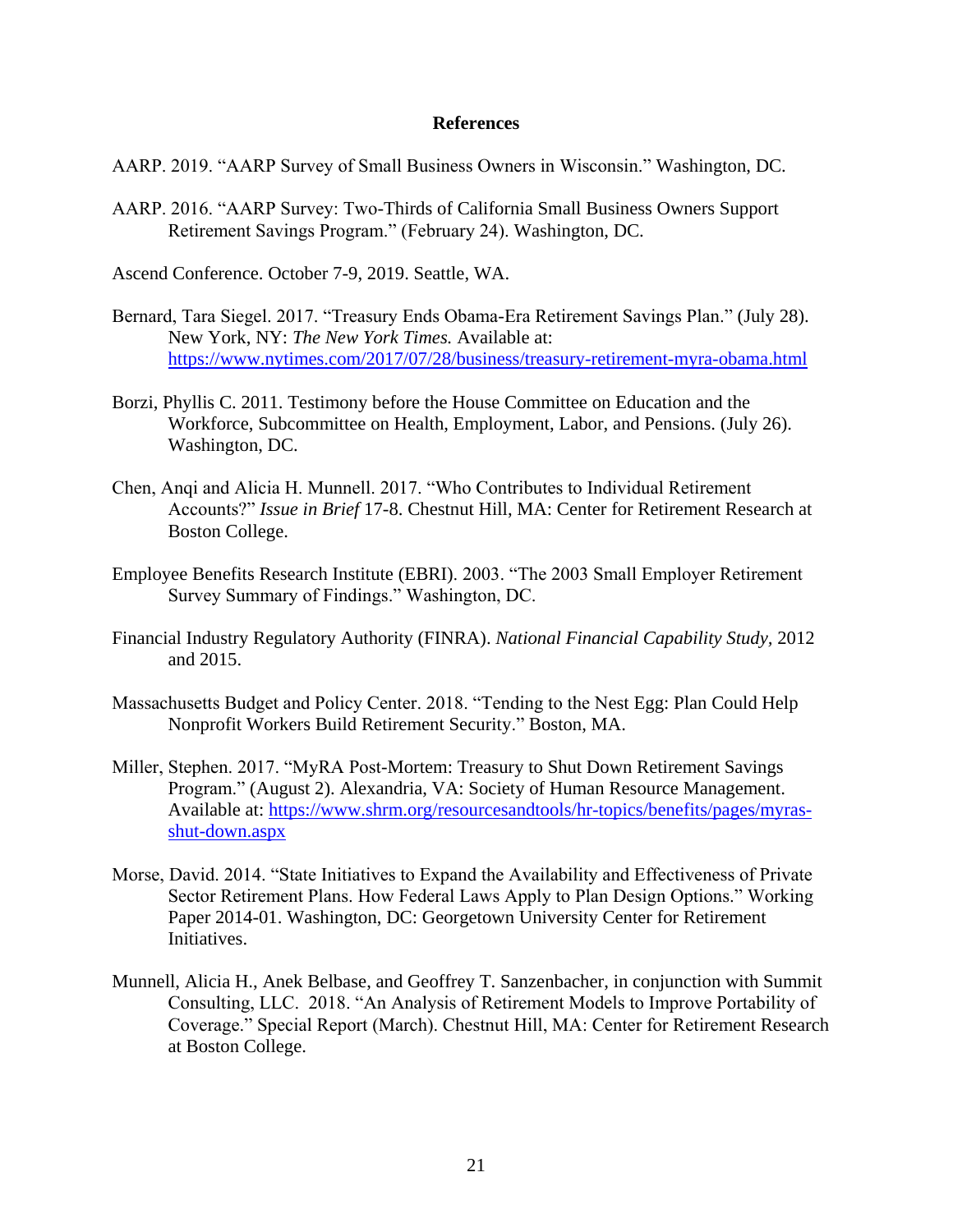## References

AARP. 2019. "AARP Survey of Small Business Owners in Wisconsin." Washington, DC.

AARP. 2016. "AARP Survey: Two-Thirds of California Small Business Owners Support Retirement Savings Program." (February 24). Washington, DC.

Ascend Conference. October 7-9, 2019. Seattle, WA.

Bernard, Tara Siegel. 2017. "Treasury Ends Obama-Era Retirement Savings Plan." (July 28). New York, NY: *The New York Times.* Available at: https://www.nytimes.com/2017/07/28/business/treasury-retirement-myra-obama.html

Borzi, Phyllis C. 2011. Testimony before the House Committee on Education and the Workforce, Subcommittee on Health, Employment, Labor, and Pensions. (July 26). Washington, DC.

Chen, Anqi and Alicia H. Munnell. 2017. "Who Contributes to Individual Retirement Accounts?" *Issue in Brief* 17-8. Chestnut Hill, MA: Center for Retirement Research at Boston College.

Employee Benefits Research Institute (EBRI). 2003. "The 2003 Small Employer Retirement Survey Summary of Findings." Washington, DC.

Financial Industry Regulatory Authority (FINRA). *National Financial Capability Study,* 2012 and 2015.

Massachusetts Budget and Policy Center. 2018. "Tending to the Nest Egg: Plan Could Help Nonprofit Workers Build Retirement Security." Boston, MA.

Miller, Stephen. 2017. "MyRA Post-Mortem: Treasury to Shut Down Retirement Savings Program." (August 2). Alexandria, VA: Society of Human Resource Management. Available at: https://www.shrm.org/resourcesandtools/hr-topics/benefits/pages/myras-shut-down.aspx

Morse, David. 2014. "State Initiatives to Expand the Availability and Effectiveness of Private Sector Retirement Plans. How Federal Laws Apply to Plan Design Options." Working Paper 2014-01. Washington, DC: Georgetown University Center for Retirement Initiatives.

Munnell, Alicia H., Anek Belbase, and Geoffrey T. Sanzenbacher, in conjunction with Summit Consulting, LLC. 2018. "An Analysis of Retirement Models to Improve Portability of Coverage." Special Report (March). Chestnut Hill, MA: Center for Retirement Research at Boston College.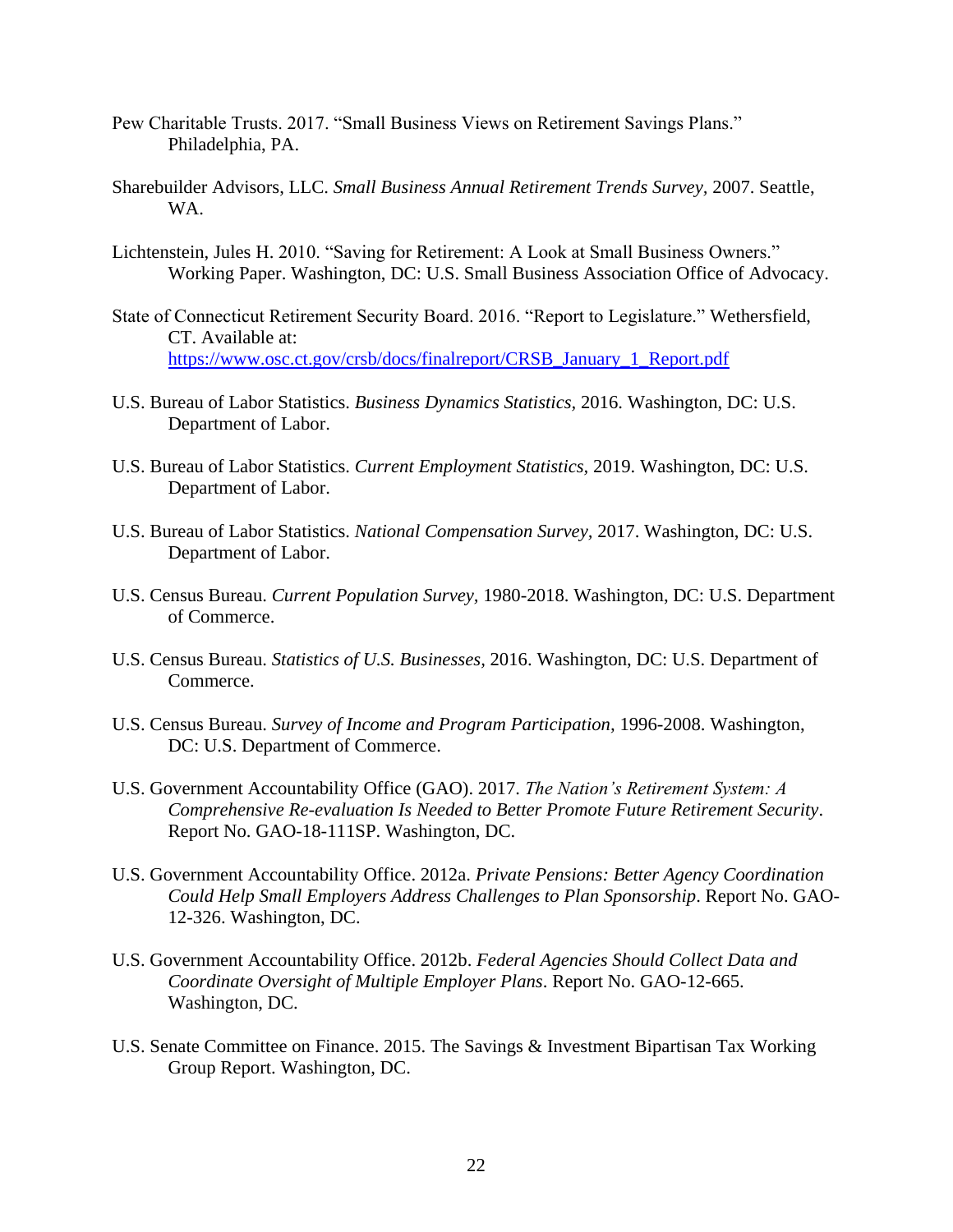Pew Charitable Trusts. 2017. "Small Business Views on Retirement Savings Plans." Philadelphia, PA.

Sharebuilder Advisors, LLC. *Small Business Annual Retirement Trends Survey*, 2007. Seattle, WA.

Lichtenstein, Jules H. 2010. "Saving for Retirement: A Look at Small Business Owners." Working Paper. Washington, DC: U.S. Small Business Association Office of Advocacy.

State of Connecticut Retirement Security Board. 2016. "Report to Legislature." Wethersfield, CT. Available at: https://www.osc.ct.gov/crsb/docs/finalreport/CRSB_January_1_Report.pdf

U.S. Bureau of Labor Statistics. *Business Dynamics Statistics*, 2016. Washington, DC: U.S. Department of Labor.

U.S. Bureau of Labor Statistics. *Current Employment Statistics*, 2019. Washington, DC: U.S. Department of Labor.

U.S. Bureau of Labor Statistics. *National Compensation Survey*, 2017. Washington, DC: U.S. Department of Labor.

U.S. Census Bureau. *Current Population Survey*, 1980-2018. Washington, DC: U.S. Department of Commerce.

U.S. Census Bureau. *Statistics of U.S. Businesses*, 2016. Washington, DC: U.S. Department of Commerce.

U.S. Census Bureau. *Survey of Income and Program Participation*, 1996-2008. Washington, DC: U.S. Department of Commerce.

U.S. Government Accountability Office (GAO). 2017. *The Nation's Retirement System: A Comprehensive Re-evaluation Is Needed to Better Promote Future Retirement Security*. Report No. GAO-18-111SP. Washington, DC.

U.S. Government Accountability Office. 2012a. *Private Pensions: Better Agency Coordination Could Help Small Employers Address Challenges to Plan Sponsorship*. Report No. GAO-12-326. Washington, DC.

U.S. Government Accountability Office. 2012b. *Federal Agencies Should Collect Data and Coordinate Oversight of Multiple Employer Plans*. Report No. GAO-12-665. Washington, DC.

U.S. Senate Committee on Finance. 2015. The Savings & Investment Bipartisan Tax Working Group Report. Washington, DC.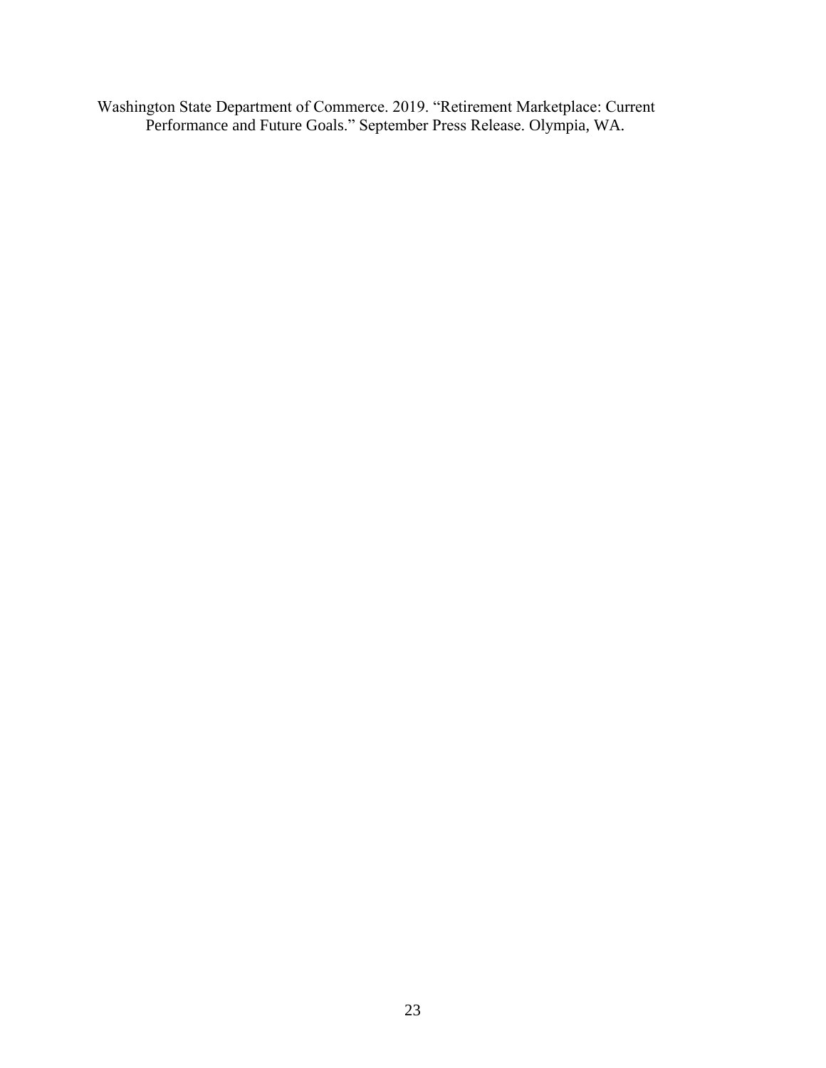Washington State Department of Commerce. 2019. "Retirement Marketplace: Current Performance and Future Goals." September Press Release. Olympia, WA.